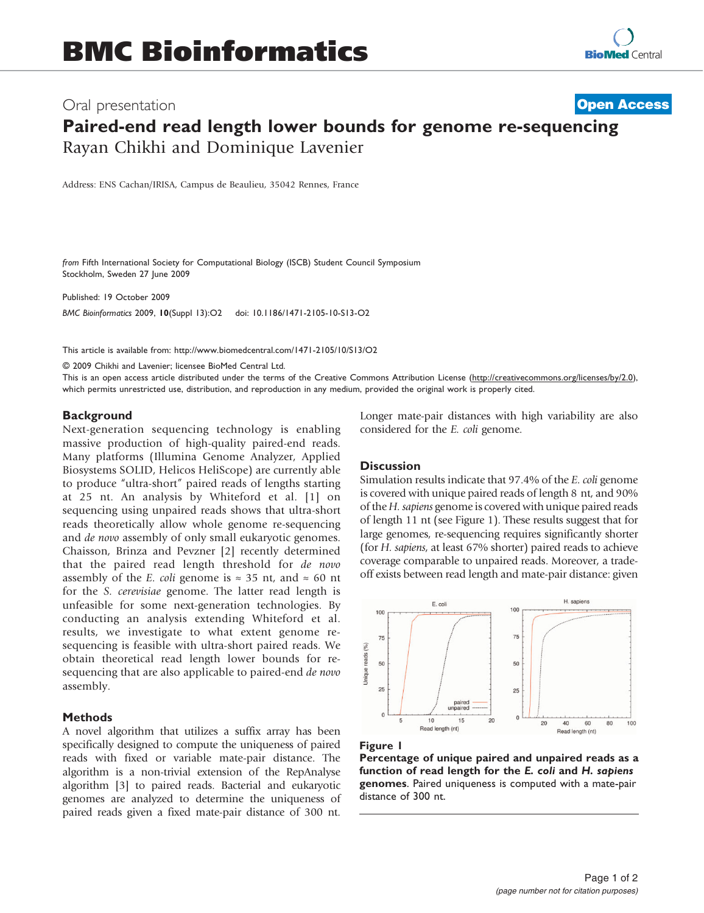# Paired-end read length lower bounds for genome re-sequencing

Rayan Chikhi and Dominique Lavenier

Address: ENS Cachan/IRISA, Campus de Beaulieu, 35042 Rennes, France

*from* Fifth International Society for Computational Biology (ISCB) Student Council Symposium
Stockholm, Sweden 27 June 2009

Published: 19 October 2009

*BMC Bioinformatics* 2009, **10**(Suppl 13):O2 doi: 10.1186/1471-2105-10-S13-O2

This article is available from: http://www.biomedcentral.com/1471-2105/10/S13/O2

© 2009 Chikhi and Lavenier; licensee BioMed Central Ltd.
This is an open access article distributed under the terms of the Creative Commons Attribution License (http://creativecommons.org/licenses/by/2.0), which permits unrestricted use, distribution, and reproduction in any medium, provided the original work is properly cited.

## Background

Next-generation sequencing technology is enabling massive production of high-quality paired-end reads. Many platforms (Illumina Genome Analyzer, Applied Biosystems SOLID, Helicos HeliScope) are currently able to produce "ultra-short" paired reads of lengths starting at 25 nt. An analysis by Whiteford et al. [1] on sequencing using unpaired reads shows that ultra-short reads theoretically allow whole genome re-sequencing and *de novo* assembly of only small eukaryotic genomes. Chaisson, Brinza and Pevzner [2] recently determined that the paired read length threshold for *de novo* assembly of the *E. coli* genome is ≈ 35 nt, and ≈ 60 nt for the *S. cerevisiae* genome. The latter read length is unfeasible for some next-generation technologies. By conducting an analysis extending Whiteford et al. results, we investigate to what extent genome re-sequencing is feasible with ultra-short paired reads. We obtain theoretical read length lower bounds for re-sequencing that are also applicable to paired-end *de novo* assembly.

## Methods

A novel algorithm that utilizes a suffix array has been specifically designed to compute the uniqueness of paired reads with fixed or variable mate-pair distance. The algorithm is a non-trivial extension of the RepAnalyse algorithm [3] to paired reads. Bacterial and eukaryotic genomes are analyzed to determine the uniqueness of paired reads given a fixed mate-pair distance of 300 nt. Longer mate-pair distances with high variability are also considered for the *E. coli* genome.

## Discussion

Simulation results indicate that 97.4% of the *E. coli* genome is covered with unique paired reads of length 8 nt, and 90% of the *H. sapiens* genome is covered with unique paired reads of length 11 nt (see Figure 1). These results suggest that for large genomes, re-sequencing requires significantly shorter (for *H. sapiens*, at least 67% shorter) paired reads to achieve coverage comparable to unpaired reads. Moreover, a trade-off exists between read length and mate-pair distance: given

**Figure 1**
**Percentage of unique paired and unpaired reads as a function of read length for the *E. coli* and *H. sapiens* genomes**. Paired uniqueness is computed with a mate-pair distance of 300 nt.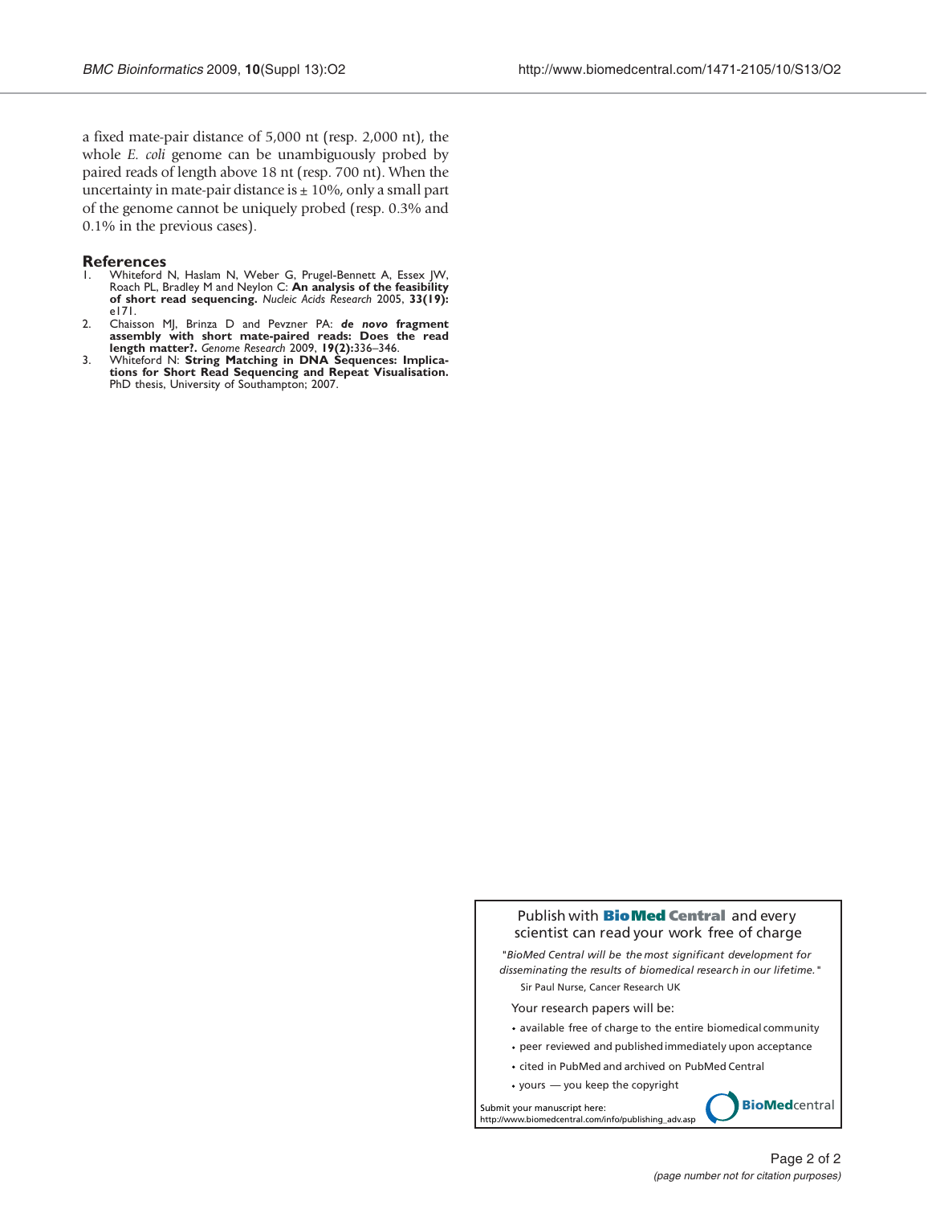a fixed mate-pair distance of 5,000 nt (resp. 2,000 nt), the whole *E. coli* genome can be unambiguously probed by paired reads of length above 18 nt (resp. 700 nt). When the uncertainty in mate-pair distance is ± 10%, only a small part of the genome cannot be uniquely probed (resp. 0.3% and 0.1% in the previous cases).

## References

1. Whiteford N, Haslam N, Weber G, Prugel-Bennett A, Essex JW, Roach PL, Bradley M and Neylon C: **An analysis of the feasibility of short read sequencing.** *Nucleic Acids Research* 2005, **33(19):** e171.
2. Chaisson MJ, Brinza D and Pevzner PA: ***de novo* fragment assembly with short mate-paired reads: Does the read length matter?.** *Genome Research* 2009, **19(2):**336–346.
3. Whiteford N: **String Matching in DNA Sequences: Implications for Short Read Sequencing and Repeat Visualisation.** PhD thesis, University of Southampton; 2007.

Publish with **BioMed Central** and every scientist can read your work free of charge

*"BioMed Central will be the most significant development for disseminating the results of biomedical research in our lifetime."*

Sir Paul Nurse, Cancer Research UK

Your research papers will be:

- available free of charge to the entire biomedical community
- peer reviewed and published immediately upon acceptance
- cited in PubMed and archived on PubMed Central
- yours — you keep the copyright

Submit your manuscript here:
http://www.biomedcentral.com/info/publishing_adv.asp

**BioMed**central